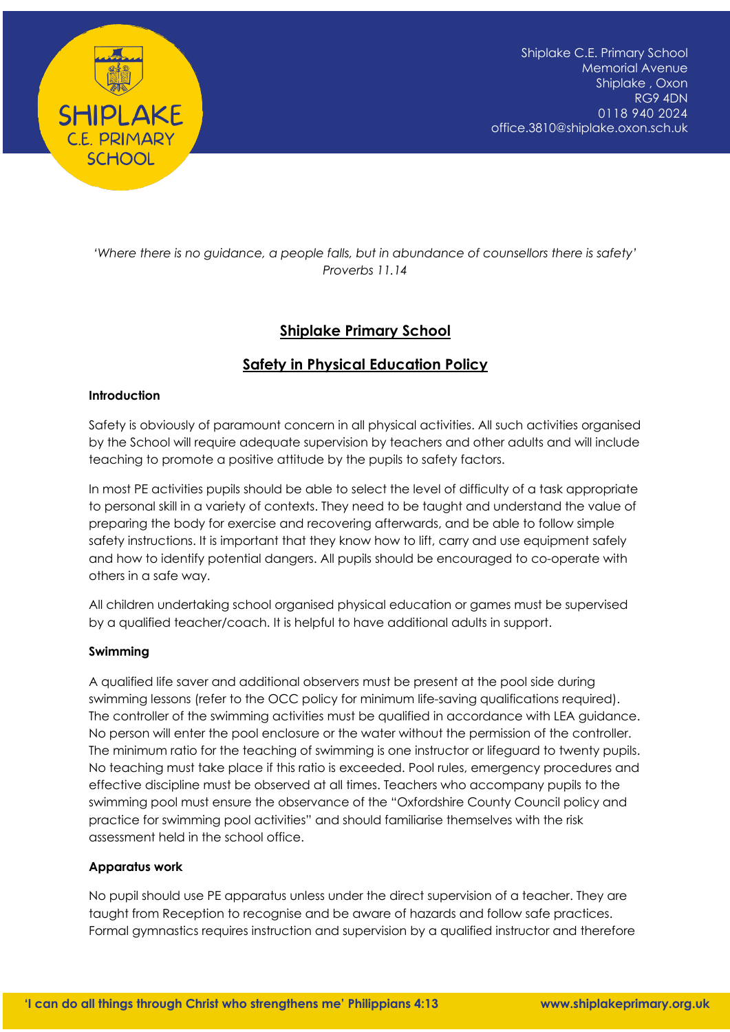Shiplake C.E. Primary School
Memorial Avenue
Shiplake , Oxon
RG9 4DN
0118 940 2024
office.3810@shiplake.oxon.sch.uk

*'Where there is no guidance, a people falls, but in abundance of counsellors there is safety' Proverbs 11.14*

## Shiplake Primary School

## Safety in Physical Education Policy

**Introduction**

Safety is obviously of paramount concern in all physical activities. All such activities organised by the School will require adequate supervision by teachers and other adults and will include teaching to promote a positive attitude by the pupils to safety factors.

In most PE activities pupils should be able to select the level of difficulty of a task appropriate to personal skill in a variety of contexts. They need to be taught and understand the value of preparing the body for exercise and recovering afterwards, and be able to follow simple safety instructions. It is important that they know how to lift, carry and use equipment safely and how to identify potential dangers. All pupils should be encouraged to co-operate with others in a safe way.

All children undertaking school organised physical education or games must be supervised by a qualified teacher/coach. It is helpful to have additional adults in support.

**Swimming**

A qualified life saver and additional observers must be present at the pool side during swimming lessons (refer to the OCC policy for minimum life-saving qualifications required). The controller of the swimming activities must be qualified in accordance with LEA guidance. No person will enter the pool enclosure or the water without the permission of the controller. The minimum ratio for the teaching of swimming is one instructor or lifeguard to twenty pupils. No teaching must take place if this ratio is exceeded. Pool rules, emergency procedures and effective discipline must be observed at all times. Teachers who accompany pupils to the swimming pool must ensure the observance of the "Oxfordshire County Council policy and practice for swimming pool activities" and should familiarise themselves with the risk assessment held in the school office.

**Apparatus work**

No pupil should use PE apparatus unless under the direct supervision of a teacher. They are taught from Reception to recognise and be aware of hazards and follow safe practices. Formal gymnastics requires instruction and supervision by a qualified instructor and therefore

**'I can do all things through Christ who strengthens me' Philippians 4:13** www.shiplakeprimary.org.uk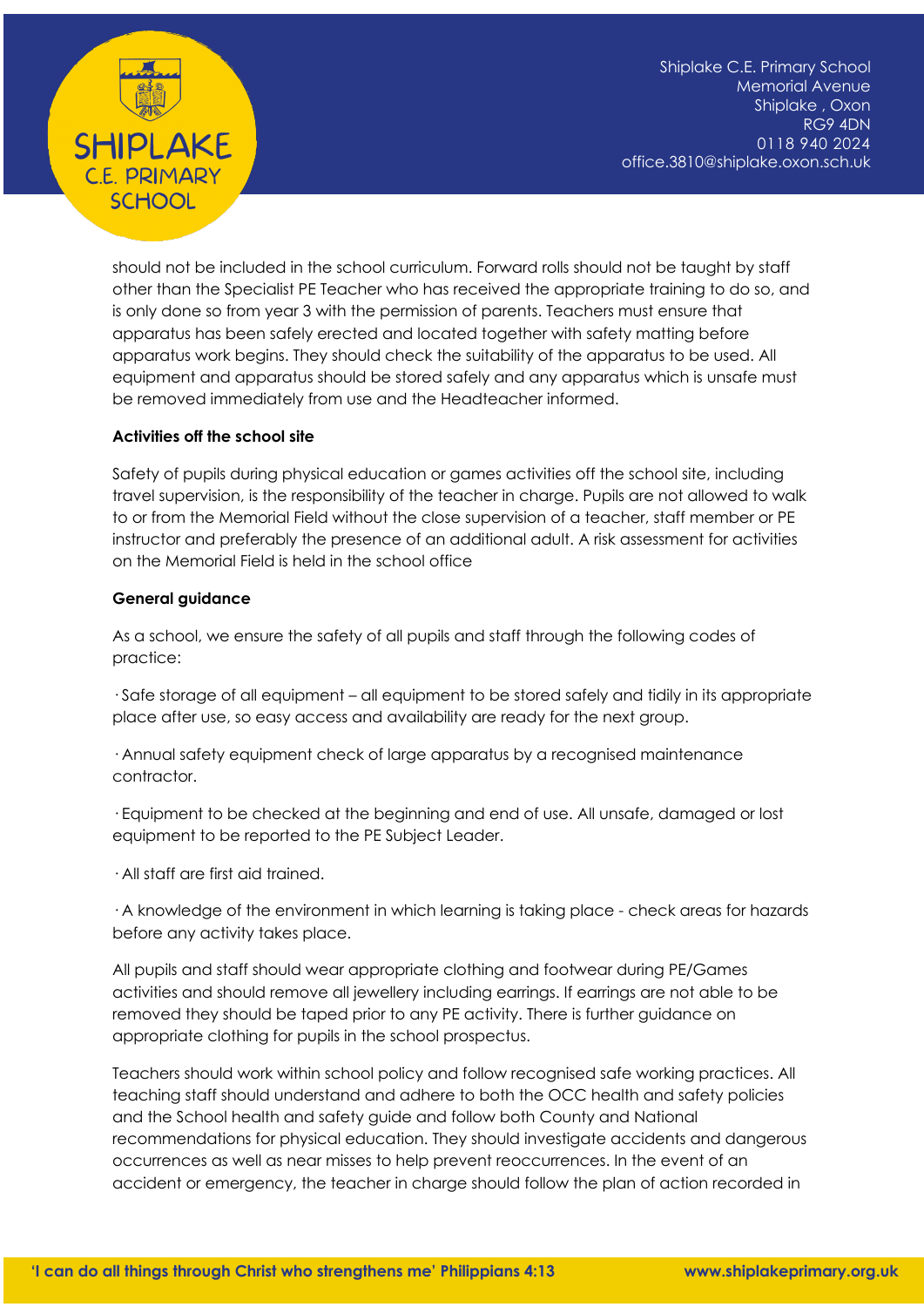should not be included in the school curriculum. Forward rolls should not be taught by staff other than the Specialist PE Teacher who has received the appropriate training to do so, and is only done so from year 3 with the permission of parents. Teachers must ensure that apparatus has been safely erected and located together with safety matting before apparatus work begins. They should check the suitability of the apparatus to be used. All equipment and apparatus should be stored safely and any apparatus which is unsafe must be removed immediately from use and the Headteacher informed.

**Activities off the school site**

Safety of pupils during physical education or games activities off the school site, including travel supervision, is the responsibility of the teacher in charge. Pupils are not allowed to walk to or from the Memorial Field without the close supervision of a teacher, staff member or PE instructor and preferably the presence of an additional adult. A risk assessment for activities on the Memorial Field is held in the school office

**General guidance**

As a school, we ensure the safety of all pupils and staff through the following codes of practice:

· Safe storage of all equipment – all equipment to be stored safely and tidily in its appropriate place after use, so easy access and availability are ready for the next group.

· Annual safety equipment check of large apparatus by a recognised maintenance contractor.

· Equipment to be checked at the beginning and end of use. All unsafe, damaged or lost equipment to be reported to the PE Subject Leader.

· All staff are first aid trained.

· A knowledge of the environment in which learning is taking place - check areas for hazards before any activity takes place.

All pupils and staff should wear appropriate clothing and footwear during PE/Games activities and should remove all jewellery including earrings. If earrings are not able to be removed they should be taped prior to any PE activity. There is further guidance on appropriate clothing for pupils in the school prospectus.

Teachers should work within school policy and follow recognised safe working practices. All teaching staff should understand and adhere to both the OCC health and safety policies and the School health and safety guide and follow both County and National recommendations for physical education. They should investigate accidents and dangerous occurrences as well as near misses to help prevent reoccurrences. In the event of an accident or emergency, the teacher in charge should follow the plan of action recorded in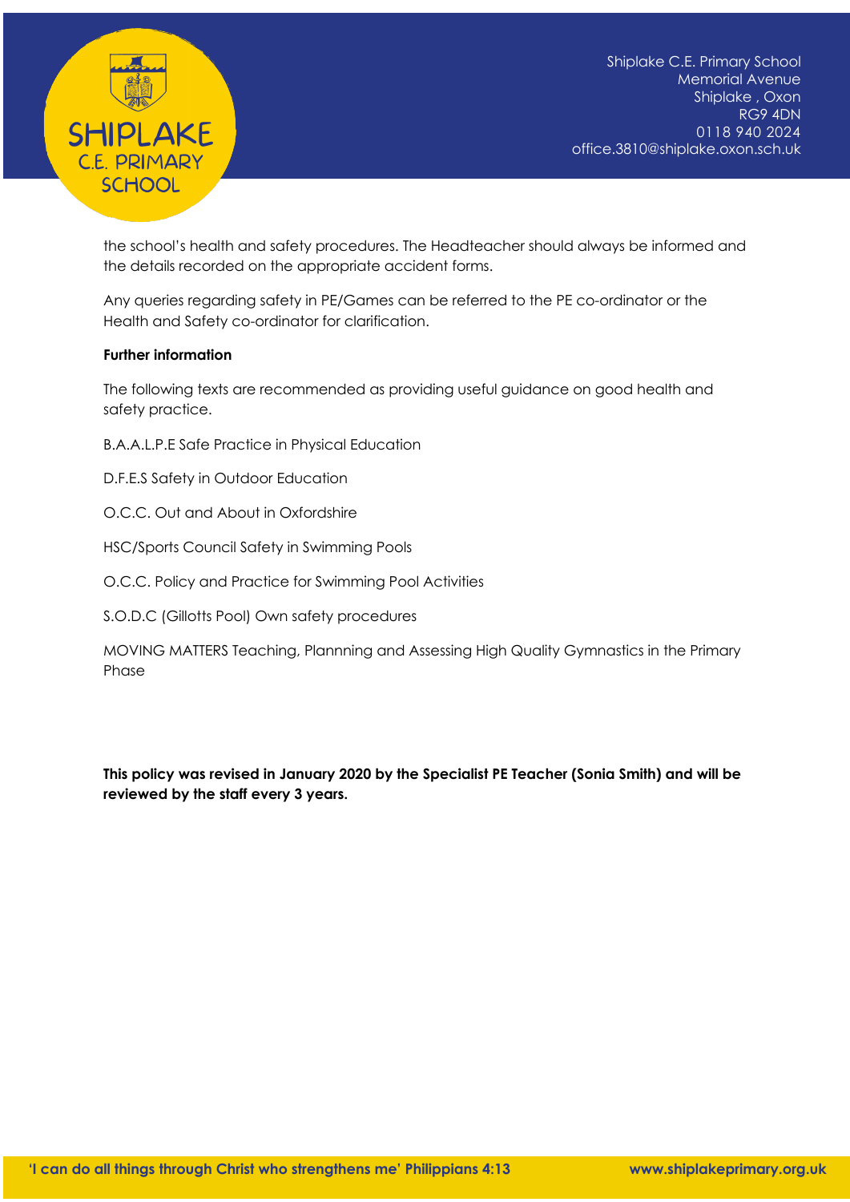the school's health and safety procedures. The Headteacher should always be informed and the details recorded on the appropriate accident forms.

Any queries regarding safety in PE/Games can be referred to the PE co-ordinator or the Health and Safety co-ordinator for clarification.

**Further information**

The following texts are recommended as providing useful guidance on good health and safety practice.

B.A.A.L.P.E Safe Practice in Physical Education

D.F.E.S Safety in Outdoor Education

O.C.C. Out and About in Oxfordshire

HSC/Sports Council Safety in Swimming Pools

O.C.C. Policy and Practice for Swimming Pool Activities

S.O.D.C (Gillotts Pool) Own safety procedures

MOVING MATTERS Teaching, Plannning and Assessing High Quality Gymnastics in the Primary Phase

**This policy was revised in January 2020 by the Specialist PE Teacher (Sonia Smith) and will be reviewed by the staff every 3 years.**